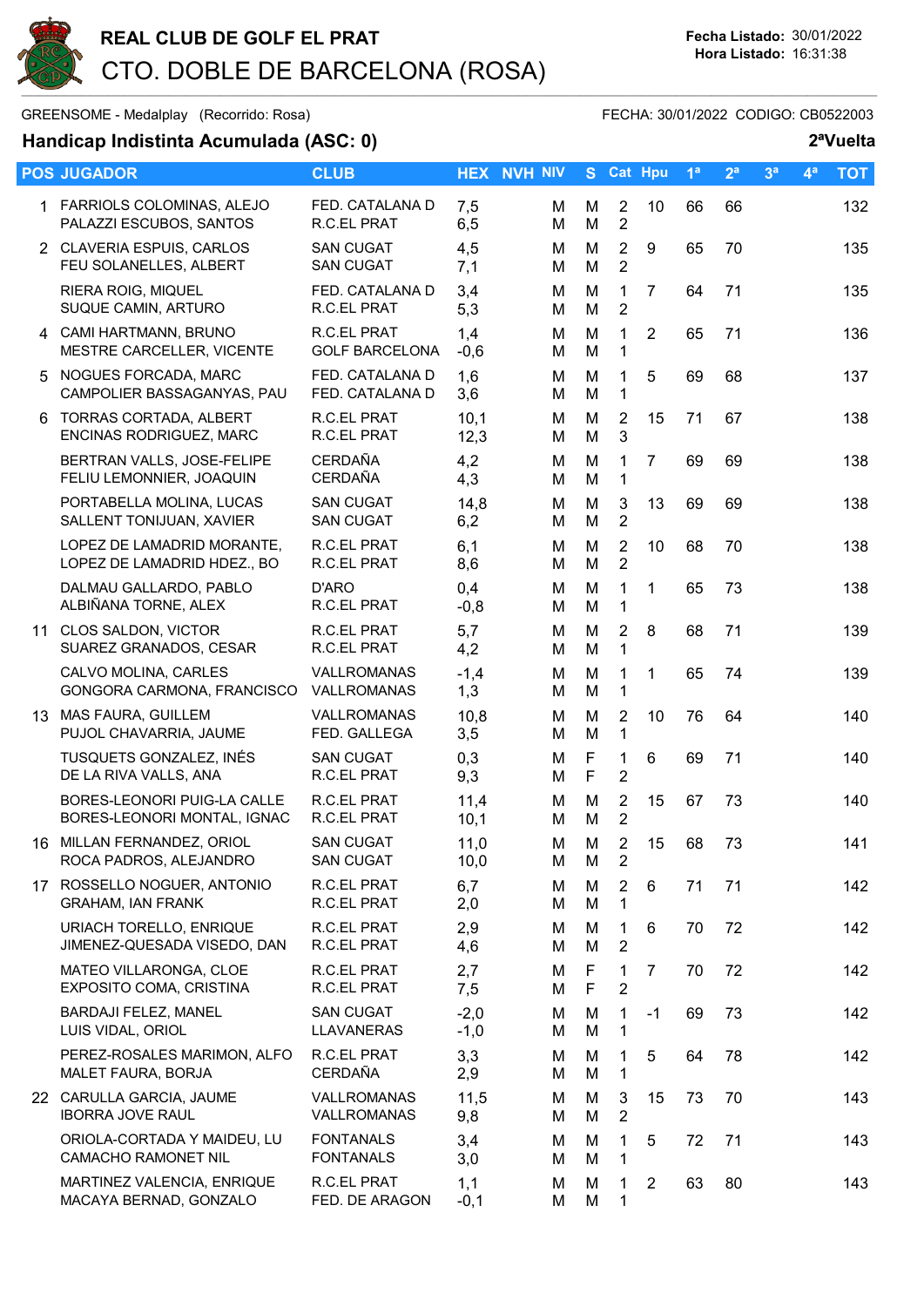# REAL CLUB DE GOLF EL PRAT

## CTO. DOBLE DE BARCELONA (ROSA)

**Fecha Listado:** 30/01/2022
**Hora Listado:** 16:31:38

GREENSOME - Medalplay (Recorrido: Rosa) FECHA: 30/01/2022 CODIGO: CB0522003

**Handicap Indistinta Acumulada (ASC: 0)** **2ªVuelta**

| POS | JUGADOR | CLUB | HEX | NVH | NIV | S | Cat | Hpu | 1ª | 2ª | 3ª | 4ª | TOT |
|---|---|---|---|---|---|---|---|---|---|---|---|---|---|
| 1 | FARRIOLS COLOMINAS, ALEJO<br>PALAZZI ESCUBOS, SANTOS | FED. CATALANA D<br>R.C.EL PRAT | 7,5<br>6,5 | | M<br>M | M<br>M | 2<br>2 | 10 | 66 | 66 | | | 132 |
| 2 | CLAVERIA ESPUIS, CARLOS<br>FEU SOLANELLES, ALBERT | SAN CUGAT<br>SAN CUGAT | 4,5<br>7,1 | | M<br>M | M<br>M | 2<br>2 | 9 | 65 | 70 | | | 135 |
| | RIERA ROIG, MIQUEL<br>SUQUE CAMIN, ARTURO | FED. CATALANA D<br>R.C.EL PRAT | 3,4<br>5,3 | | M<br>M | M<br>M | 1<br>2 | 7 | 64 | 71 | | | 135 |
| 4 | CAMI HARTMANN, BRUNO<br>MESTRE CARCELLER, VICENTE | R.C.EL PRAT<br>GOLF BARCELONA | 1,4<br>-0,6 | | M<br>M | M<br>M | 1<br>1 | 2 | 65 | 71 | | | 136 |
| 5 | NOGUES FORCADA, MARC<br>CAMPOLIER BASSAGANYAS, PAU | FED. CATALANA D<br>FED. CATALANA D | 1,6<br>3,6 | | M<br>M | M<br>M | 1<br>1 | 5 | 69 | 68 | | | 137 |
| 6 | TORRAS CORTADA, ALBERT<br>ENCINAS RODRIGUEZ, MARC | R.C.EL PRAT<br>R.C.EL PRAT | 10,1<br>12,3 | | M<br>M | M<br>M | 2<br>3 | 15 | 71 | 67 | | | 138 |
| | BERTRAN VALLS, JOSE-FELIPE<br>FELIU LEMONNIER, JOAQUIN | CERDAÑA<br>CERDAÑA | 4,2<br>4,3 | | M<br>M | M<br>M | 1<br>1 | 7 | 69 | 69 | | | 138 |
| | PORTABELLA MOLINA, LUCAS<br>SALLENT TONIJUAN, XAVIER | SAN CUGAT<br>SAN CUGAT | 14,8<br>6,2 | | M<br>M | M<br>M | 3<br>2 | 13 | 69 | 69 | | | 138 |
| | LOPEZ DE LAMADRID MORANTE,<br>LOPEZ DE LAMADRID HDEZ., BO | R.C.EL PRAT<br>R.C.EL PRAT | 6,1<br>8,6 | | M<br>M | M<br>M | 2<br>2 | 10 | 68 | 70 | | | 138 |
| | DALMAU GALLARDO, PABLO<br>ALBIÑANA TORNE, ALEX | D'ARO<br>R.C.EL PRAT | 0,4<br>-0,8 | | M<br>M | M<br>M | 1<br>1 | 1 | 65 | 73 | | | 138 |
| 11 | CLOS SALDON, VICTOR<br>SUAREZ GRANADOS, CESAR | R.C.EL PRAT<br>R.C.EL PRAT | 5,7<br>4,2 | | M<br>M | M<br>M | 2<br>1 | 8 | 68 | 71 | | | 139 |
| | CALVO MOLINA, CARLES<br>GONGORA CARMONA, FRANCISCO | VALLROMANAS<br>VALLROMANAS | -1,4<br>1,3 | | M<br>M | M<br>M | 1<br>1 | 1 | 65 | 74 | | | 139 |
| 13 | MAS FAURA, GUILLEM<br>PUJOL CHAVARRIA, JAUME | VALLROMANAS<br>FED. GALLEGA | 10,8<br>3,5 | | M<br>M | M<br>M | 2<br>1 | 10 | 76 | 64 | | | 140 |
| | TUSQUETS GONZALEZ, INÉS<br>DE LA RIVA VALLS, ANA | SAN CUGAT<br>R.C.EL PRAT | 0,3<br>9,3 | | M<br>M | F<br>F | 1<br>2 | 6 | 69 | 71 | | | 140 |
| | BORES-LEONORI PUIG-LA CALLE<br>BORES-LEONORI MONTAL, IGNAC | R.C.EL PRAT<br>R.C.EL PRAT | 11,4<br>10,1 | | M<br>M | M<br>M | 2<br>2 | 15 | 67 | 73 | | | 140 |
| 16 | MILLAN FERNANDEZ, ORIOL<br>ROCA PADROS, ALEJANDRO | SAN CUGAT<br>SAN CUGAT | 11,0<br>10,0 | | M<br>M | M<br>M | 2<br>2 | 15 | 68 | 73 | | | 141 |
| 17 | ROSSELLO NOGUER, ANTONIO<br>GRAHAM, IAN FRANK | R.C.EL PRAT<br>R.C.EL PRAT | 6,7<br>2,0 | | M<br>M | M<br>M | 2<br>1 | 6 | 71 | 71 | | | 142 |
| | URIACH TORELLO, ENRIQUE<br>JIMENEZ-QUESADA VISEDO, DAN | R.C.EL PRAT<br>R.C.EL PRAT | 2,9<br>4,6 | | M<br>M | M<br>M | 1<br>2 | 6 | 70 | 72 | | | 142 |
| | MATEO VILLARONGA, CLOE<br>EXPOSITO COMA, CRISTINA | R.C.EL PRAT<br>R.C.EL PRAT | 2,7<br>7,5 | | M<br>M | F<br>F | 1<br>2 | 7 | 70 | 72 | | | 142 |
| | BARDAJI FELEZ, MANEL<br>LUIS VIDAL, ORIOL | SAN CUGAT<br>LLAVANERAS | -2,0<br>-1,0 | | M<br>M | M<br>M | 1<br>1 | -1 | 69 | 73 | | | 142 |
| | PEREZ-ROSALES MARIMON, ALFO<br>MALET FAURA, BORJA | R.C.EL PRAT<br>CERDAÑA | 3,3<br>2,9 | | M<br>M | M<br>M | 1<br>1 | 5 | 64 | 78 | | | 142 |
| 22 | CARULLA GARCIA, JAUME<br>IBORRA JOVE RAUL | VALLROMANAS<br>VALLROMANAS | 11,5<br>9,8 | | M<br>M | M<br>M | 3<br>2 | 15 | 73 | 70 | | | 143 |
| | ORIOLA-CORTADA Y MAIDEU, LU<br>CAMACHO RAMONET NIL | FONTANALS<br>FONTANALS | 3,4<br>3,0 | | M<br>M | M<br>M | 1<br>1 | 5 | 72 | 71 | | | 143 |
| | MARTINEZ VALENCIA, ENRIQUE<br>MACAYA BERNAD, GONZALO | R.C.EL PRAT<br>FED. DE ARAGON | 1,1<br>-0,1 | | M<br>M | M<br>M | 1<br>1 | 2 | 63 | 80 | | | 143 |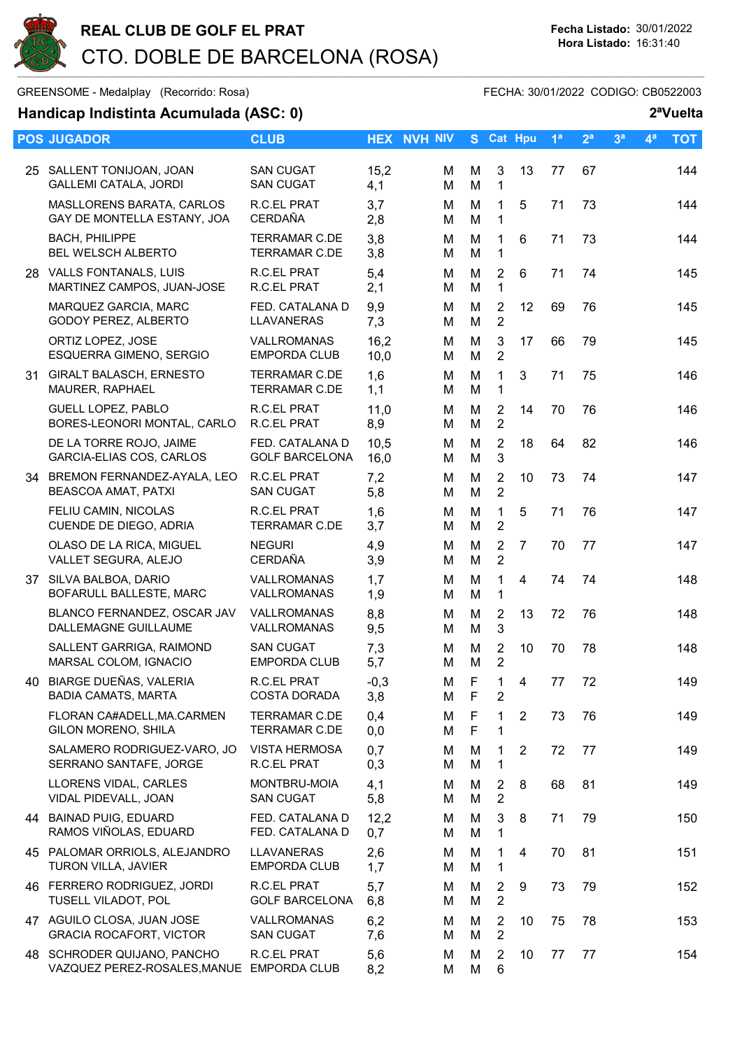# REAL CLUB DE GOLF EL PRAT

## CTO. DOBLE DE BARCELONA (ROSA)

**Fecha Listado:** 30/01/2022
**Hora Listado:** 16:31:40

GREENSOME - Medalplay (Recorrido: Rosa) FECHA: 30/01/2022 CODIGO: CB0522003

### Handicap Indistinta Acumulada (ASC: 0) 2ªVuelta

| POS | JUGADOR | CLUB | HEX | NVH | NIV | S | Cat | Hpu | 1ª | 2ª | 3ª | 4ª | TOT |
|---|---|---|---|---|---|---|---|---|---|---|---|---|---|
| 25 | SALLENT TONIJOAN, JOAN<br>GALLEMI CATALA, JORDI | SAN CUGAT<br>SAN CUGAT | 15,2<br>4,1 | | M<br>M | M<br>M | 3<br>1 | 13 | 77 | 67 | | | 144 |
| | MASLLORENS BARATA, CARLOS<br>GAY DE MONTELLA ESTANY, JOA | R.C.EL PRAT<br>CERDAÑA | 3,7<br>2,8 | | M<br>M | M<br>M | 1<br>1 | 5 | 71 | 73 | | | 144 |
| | BACH, PHILIPPE<br>BEL WELSCH ALBERTO | TERRAMAR C.DE<br>TERRAMAR C.DE | 3,8<br>3,8 | | M<br>M | M<br>M | 1<br>1 | 6 | 71 | 73 | | | 144 |
| 28 | VALLS FONTANALS, LUIS<br>MARTINEZ CAMPOS, JUAN-JOSE | R.C.EL PRAT<br>R.C.EL PRAT | 5,4<br>2,1 | | M<br>M | M<br>M | 2<br>1 | 6 | 71 | 74 | | | 145 |
| | MARQUEZ GARCIA, MARC<br>GODOY PEREZ, ALBERTO | FED. CATALANA D<br>LLAVANERAS | 9,9<br>7,3 | | M<br>M | M<br>M | 2<br>2 | 12 | 69 | 76 | | | 145 |
| | ORTIZ LOPEZ, JOSE<br>ESQUERRA GIMENO, SERGIO | VALLROMANAS<br>EMPORDA CLUB | 16,2<br>10,0 | | M<br>M | M<br>M | 3<br>2 | 17 | 66 | 79 | | | 145 |
| 31 | GIRALT BALASCH, ERNESTO<br>MAURER, RAPHAEL | TERRAMAR C.DE<br>TERRAMAR C.DE | 1,6<br>1,1 | | M<br>M | M<br>M | 1<br>1 | 3 | 71 | 75 | | | 146 |
| | GUELL LOPEZ, PABLO<br>BORES-LEONORI MONTAL, CARLO | R.C.EL PRAT<br>R.C.EL PRAT | 11,0<br>8,9 | | M<br>M | M<br>M | 2<br>2 | 14 | 70 | 76 | | | 146 |
| | DE LA TORRE ROJO, JAIME<br>GARCIA-ELIAS COS, CARLOS | FED. CATALANA D<br>GOLF BARCELONA | 10,5<br>16,0 | | M<br>M | M<br>M | 2<br>3 | 18 | 64 | 82 | | | 146 |
| 34 | BREMON FERNANDEZ-AYALA, LEO<br>BEASCOA AMAT, PATXI | R.C.EL PRAT<br>SAN CUGAT | 7,2<br>5,8 | | M<br>M | M<br>M | 2<br>2 | 10 | 73 | 74 | | | 147 |
| | FELIU CAMIN, NICOLAS<br>CUENDE DE DIEGO, ADRIA | R.C.EL PRAT<br>TERRAMAR C.DE | 1,6<br>3,7 | | M<br>M | M<br>M | 1<br>2 | 5 | 71 | 76 | | | 147 |
| | OLASO DE LA RICA, MIGUEL<br>VALLET SEGURA, ALEJO | NEGURI<br>CERDAÑA | 4,9<br>3,9 | | M<br>M | M<br>M | 2<br>2 | 7 | 70 | 77 | | | 147 |
| 37 | SILVA BALBOA, DARIO<br>BOFARULL BALLESTE, MARC | VALLROMANAS<br>VALLROMANAS | 1,7<br>1,9 | | M<br>M | M<br>M | 1<br>1 | 4 | 74 | 74 | | | 148 |
| | BLANCO FERNANDEZ, OSCAR JAV<br>DALLEMAGNE GUILLAUME | VALLROMANAS<br>VALLROMANAS | 8,8<br>9,5 | | M<br>M | M<br>M | 2<br>3 | 13 | 72 | 76 | | | 148 |
| | SALLENT GARRIGA, RAIMOND<br>MARSAL COLOM, IGNACIO | SAN CUGAT<br>EMPORDA CLUB | 7,3<br>5,7 | | M<br>M | M<br>M | 2<br>2 | 10 | 70 | 78 | | | 148 |
| 40 | BIARGE DUEÑAS, VALERIA<br>BADIA CAMATS, MARTA | R.C.EL PRAT<br>COSTA DORADA | -0,3<br>3,8 | | M<br>M | F<br>F | 1<br>2 | 4 | 77 | 72 | | | 149 |
| | FLORAN CA#ADELL,MA.CARMEN<br>GILON MORENO, SHILA | TERRAMAR C.DE<br>TERRAMAR C.DE | 0,4<br>0,0 | | M<br>M | F<br>F | 1<br>1 | 2 | 73 | 76 | | | 149 |
| | SALAMERO RODRIGUEZ-VARO, JO<br>SERRANO SANTAFE, JORGE | VISTA HERMOSA<br>R.C.EL PRAT | 0,7<br>0,3 | | M<br>M | M<br>M | 1<br>1 | 2 | 72 | 77 | | | 149 |
| | LLORENS VIDAL, CARLES<br>VIDAL PIDEVALL, JOAN | MONTBRU-MOIA<br>SAN CUGAT | 4,1<br>5,8 | | M<br>M | M<br>M | 2<br>2 | 8 | 68 | 81 | | | 149 |
| 44 | BAINAD PUIG, EDUARD<br>RAMOS VIÑOLAS, EDUARD | FED. CATALANA D<br>FED. CATALANA D | 12,2<br>0,7 | | M<br>M | M<br>M | 3<br>1 | 8 | 71 | 79 | | | 150 |
| 45 | PALOMAR ORRIOLS, ALEJANDRO<br>TURON VILLA, JAVIER | LLAVANERAS<br>EMPORDA CLUB | 2,6<br>1,7 | | M<br>M | M<br>M | 1<br>1 | 4 | 70 | 81 | | | 151 |
| 46 | FERRERO RODRIGUEZ, JORDI<br>TUSELL VILADOT, POL | R.C.EL PRAT<br>GOLF BARCELONA | 5,7<br>6,8 | | M<br>M | M<br>M | 2<br>2 | 9 | 73 | 79 | | | 152 |
| 47 | AGUILO CLOSA, JUAN JOSE<br>GRACIA ROCAFORT, VICTOR | VALLROMANAS<br>SAN CUGAT | 6,2<br>7,6 | | M<br>M | M<br>M | 2<br>2 | 10 | 75 | 78 | | | 153 |
| 48 | SCHRODER QUIJANO, PANCHO<br>VAZQUEZ PEREZ-ROSALES,MANUE | R.C.EL PRAT<br>EMPORDA CLUB | 5,6<br>8,2 | | M<br>M | M<br>M | 2<br>6 | 10 | 77 | 77 | | | 154 |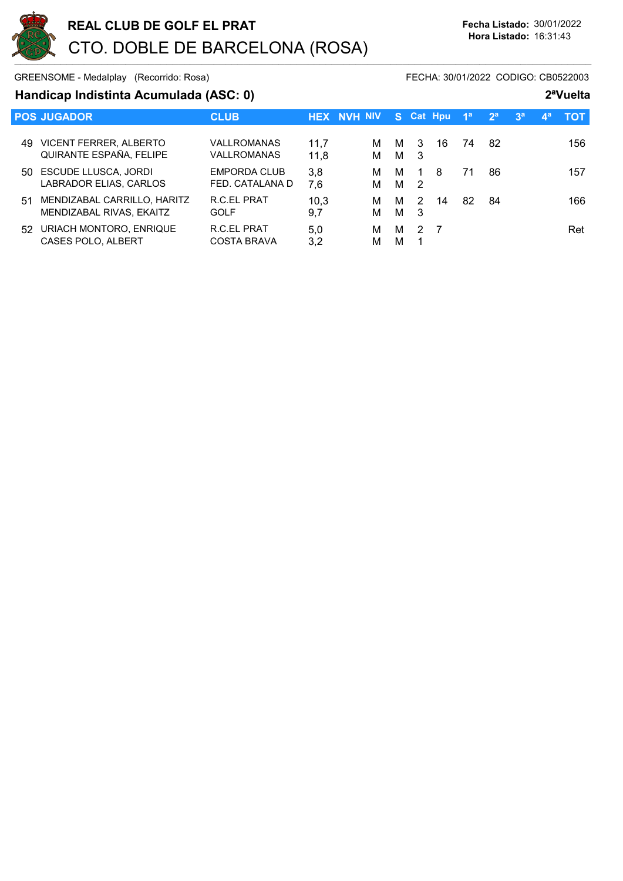# REAL CLUB DE GOLF EL PRAT

## CTO. DOBLE DE BARCELONA (ROSA)

**Fecha Listado:** 30/01/2022
**Hora Listado:** 16:31:43

GREENSOME - Medalplay (Recorrido: Rosa) FECHA: 30/01/2022 CODIGO: CB0522003

### Handicap Indistinta Acumulada (ASC: 0) 2ªVuelta

| POS | JUGADOR | CLUB | HEX | NVH | NIV | S | Cat | Hpu | 1ª | 2ª | 3ª | 4ª | TOT |
|---|---|---|---|---|---|---|---|---|---|---|---|---|---|
| 49 | VICENT FERRER, ALBERTO | VALLROMANAS | 11,7 | | M | M | 3 | 16 | 74 | 82 | | | 156 |
| | QUIRANTE ESPAÑA, FELIPE | VALLROMANAS | 11,8 | | M | M | 3 | | | | | | |
| 50 | ESCUDE LLUSCA, JORDI | EMPORDA CLUB | 3,8 | | M | M | 1 | 8 | 71 | 86 | | | 157 |
| | LABRADOR ELIAS, CARLOS | FED. CATALANA D | 7,6 | | M | M | 2 | | | | | | |
| 51 | MENDIZABAL CARRILLO, HARITZ | R.C.EL PRAT | 10,3 | | M | M | 2 | 14 | 82 | 84 | | | 166 |
| | MENDIZABAL RIVAS, EKAITZ | GOLF | 9,7 | | M | M | 3 | | | | | | |
| 52 | URIACH MONTORO, ENRIQUE | R.C.EL PRAT | 5,0 | | M | M | 2 | 7 | | | | | Ret |
| | CASES POLO, ALBERT | COSTA BRAVA | 3,2 | | M | M | 1 | | | | | | |